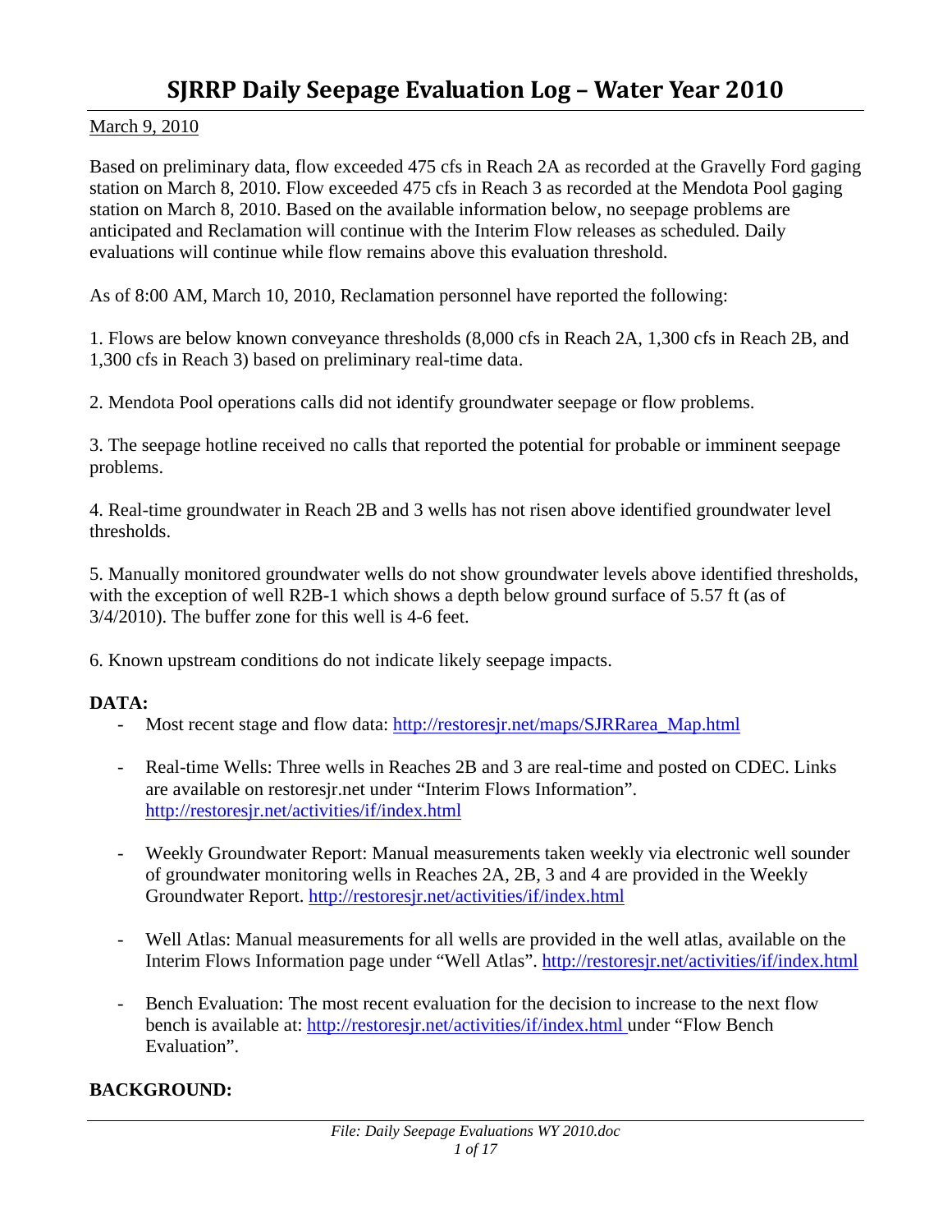# SJRRP Daily Seepage Evaluation Log – Water Year 2010

March 9, 2010

Based on preliminary data, flow exceeded 475 cfs in Reach 2A as recorded at the Gravelly Ford gaging station on March 8, 2010. Flow exceeded 475 cfs in Reach 3 as recorded at the Mendota Pool gaging station on March 8, 2010. Based on the available information below, no seepage problems are anticipated and Reclamation will continue with the Interim Flow releases as scheduled. Daily evaluations will continue while flow remains above this evaluation threshold.

As of 8:00 AM, March 10, 2010, Reclamation personnel have reported the following:

1. Flows are below known conveyance thresholds (8,000 cfs in Reach 2A, 1,300 cfs in Reach 2B, and 1,300 cfs in Reach 3) based on preliminary real-time data.

2. Mendota Pool operations calls did not identify groundwater seepage or flow problems.

3. The seepage hotline received no calls that reported the potential for probable or imminent seepage problems.

4. Real-time groundwater in Reach 2B and 3 wells has not risen above identified groundwater level thresholds.

5. Manually monitored groundwater wells do not show groundwater levels above identified thresholds, with the exception of well R2B-1 which shows a depth below ground surface of 5.57 ft (as of 3/4/2010). The buffer zone for this well is 4-6 feet.

6. Known upstream conditions do not indicate likely seepage impacts.

**DATA:**

- Most recent stage and flow data: http://restoresjr.net/maps/SJRRarea_Map.html

- Real-time Wells: Three wells in Reaches 2B and 3 are real-time and posted on CDEC. Links are available on restoresjr.net under "Interim Flows Information". http://restoresjr.net/activities/if/index.html

- Weekly Groundwater Report: Manual measurements taken weekly via electronic well sounder of groundwater monitoring wells in Reaches 2A, 2B, 3 and 4 are provided in the Weekly Groundwater Report. http://restoresjr.net/activities/if/index.html

- Well Atlas: Manual measurements for all wells are provided in the well atlas, available on the Interim Flows Information page under "Well Atlas". http://restoresjr.net/activities/if/index.html

- Bench Evaluation: The most recent evaluation for the decision to increase to the next flow bench is available at: http://restoresjr.net/activities/if/index.html under "Flow Bench Evaluation".

**BACKGROUND:**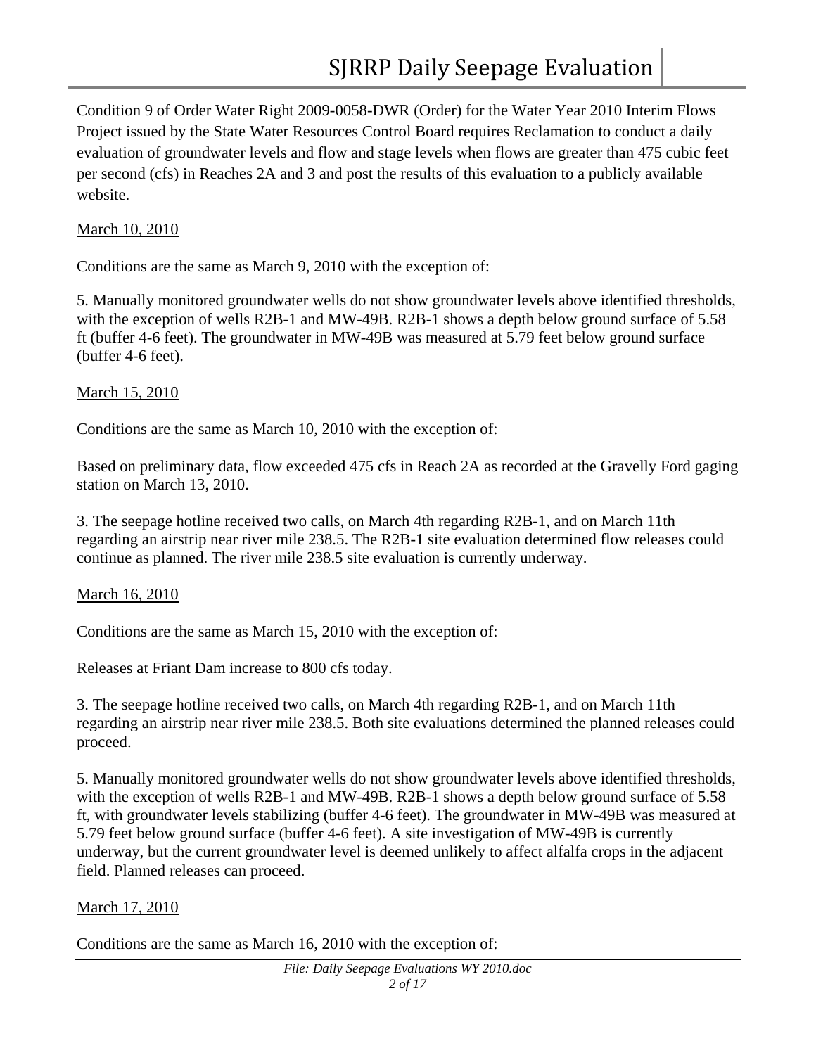Condition 9 of Order Water Right 2009-0058-DWR (Order) for the Water Year 2010 Interim Flows Project issued by the State Water Resources Control Board requires Reclamation to conduct a daily evaluation of groundwater levels and flow and stage levels when flows are greater than 475 cubic feet per second (cfs) in Reaches 2A and 3 and post the results of this evaluation to a publicly available website.

<u>March 10, 2010</u>

Conditions are the same as March 9, 2010 with the exception of:

5. Manually monitored groundwater wells do not show groundwater levels above identified thresholds, with the exception of wells R2B-1 and MW-49B. R2B-1 shows a depth below ground surface of 5.58 ft (buffer 4-6 feet). The groundwater in MW-49B was measured at 5.79 feet below ground surface (buffer 4-6 feet).

<u>March 15, 2010</u>

Conditions are the same as March 10, 2010 with the exception of:

Based on preliminary data, flow exceeded 475 cfs in Reach 2A as recorded at the Gravelly Ford gaging station on March 13, 2010.

3. The seepage hotline received two calls, on March 4th regarding R2B-1, and on March 11th regarding an airstrip near river mile 238.5. The R2B-1 site evaluation determined flow releases could continue as planned. The river mile 238.5 site evaluation is currently underway.

<u>March 16, 2010</u>

Conditions are the same as March 15, 2010 with the exception of:

Releases at Friant Dam increase to 800 cfs today.

3. The seepage hotline received two calls, on March 4th regarding R2B-1, and on March 11th regarding an airstrip near river mile 238.5. Both site evaluations determined the planned releases could proceed.

5. Manually monitored groundwater wells do not show groundwater levels above identified thresholds, with the exception of wells R2B-1 and MW-49B. R2B-1 shows a depth below ground surface of 5.58 ft, with groundwater levels stabilizing (buffer 4-6 feet). The groundwater in MW-49B was measured at 5.79 feet below ground surface (buffer 4-6 feet). A site investigation of MW-49B is currently underway, but the current groundwater level is deemed unlikely to affect alfalfa crops in the adjacent field. Planned releases can proceed.

<u>March 17, 2010</u>

Conditions are the same as March 16, 2010 with the exception of: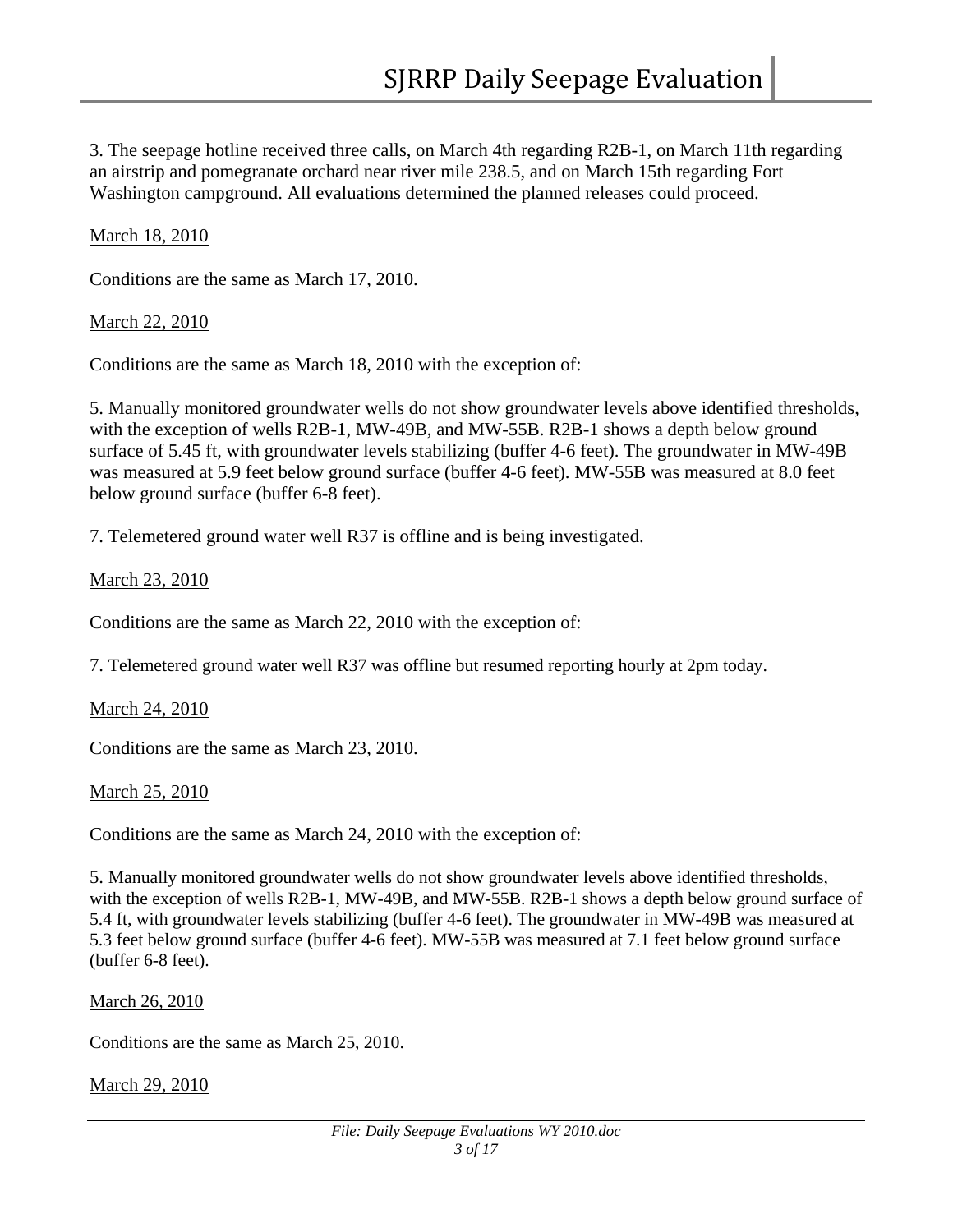3. The seepage hotline received three calls, on March 4th regarding R2B-1, on March 11th regarding an airstrip and pomegranate orchard near river mile 238.5, and on March 15th regarding Fort Washington campground. All evaluations determined the planned releases could proceed.

<u>March 18, 2010</u>

Conditions are the same as March 17, 2010.

<u>March 22, 2010</u>

Conditions are the same as March 18, 2010 with the exception of:

5. Manually monitored groundwater wells do not show groundwater levels above identified thresholds, with the exception of wells R2B-1, MW-49B, and MW-55B. R2B-1 shows a depth below ground surface of 5.45 ft, with groundwater levels stabilizing (buffer 4-6 feet). The groundwater in MW-49B was measured at 5.9 feet below ground surface (buffer 4-6 feet). MW-55B was measured at 8.0 feet below ground surface (buffer 6-8 feet).

7. Telemetered ground water well R37 is offline and is being investigated.

<u>March 23, 2010</u>

Conditions are the same as March 22, 2010 with the exception of:

7. Telemetered ground water well R37 was offline but resumed reporting hourly at 2pm today.

<u>March 24, 2010</u>

Conditions are the same as March 23, 2010.

<u>March 25, 2010</u>

Conditions are the same as March 24, 2010 with the exception of:

5. Manually monitored groundwater wells do not show groundwater levels above identified thresholds, with the exception of wells R2B-1, MW-49B, and MW-55B. R2B-1 shows a depth below ground surface of 5.4 ft, with groundwater levels stabilizing (buffer 4-6 feet). The groundwater in MW-49B was measured at 5.3 feet below ground surface (buffer 4-6 feet). MW-55B was measured at 7.1 feet below ground surface (buffer 6-8 feet).

<u>March 26, 2010</u>

Conditions are the same as March 25, 2010.

<u>March 29, 2010</u>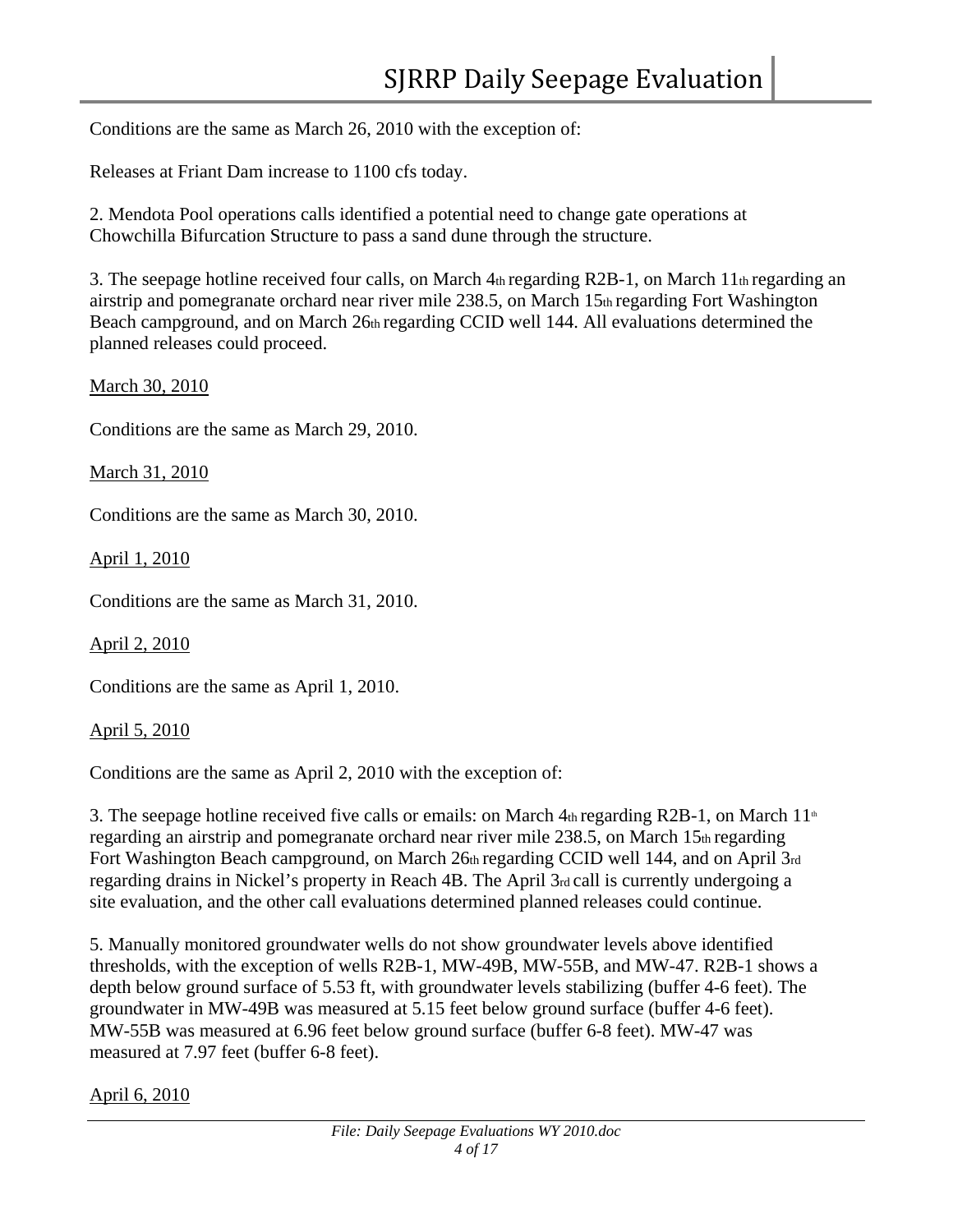Conditions are the same as March 26, 2010 with the exception of:

Releases at Friant Dam increase to 1100 cfs today.

2. Mendota Pool operations calls identified a potential need to change gate operations at Chowchilla Bifurcation Structure to pass a sand dune through the structure.

3. The seepage hotline received four calls, on March 4th regarding R2B-1, on March 11th regarding an airstrip and pomegranate orchard near river mile 238.5, on March 15th regarding Fort Washington Beach campground, and on March 26th regarding CCID well 144. All evaluations determined the planned releases could proceed.

<u>March 30, 2010</u>

Conditions are the same as March 29, 2010.

<u>March 31, 2010</u>

Conditions are the same as March 30, 2010.

<u>April 1, 2010</u>

Conditions are the same as March 31, 2010.

<u>April 2, 2010</u>

Conditions are the same as April 1, 2010.

<u>April 5, 2010</u>

Conditions are the same as April 2, 2010 with the exception of:

3. The seepage hotline received five calls or emails: on March 4th regarding R2B-1, on March 11th regarding an airstrip and pomegranate orchard near river mile 238.5, on March 15th regarding Fort Washington Beach campground, on March 26th regarding CCID well 144, and on April 3rd regarding drains in Nickel's property in Reach 4B. The April 3rd call is currently undergoing a site evaluation, and the other call evaluations determined planned releases could continue.

5. Manually monitored groundwater wells do not show groundwater levels above identified thresholds, with the exception of wells R2B-1, MW-49B, MW-55B, and MW-47. R2B-1 shows a depth below ground surface of 5.53 ft, with groundwater levels stabilizing (buffer 4-6 feet). The groundwater in MW-49B was measured at 5.15 feet below ground surface (buffer 4-6 feet). MW-55B was measured at 6.96 feet below ground surface (buffer 6-8 feet). MW-47 was measured at 7.97 feet (buffer 6-8 feet).

<u>April 6, 2010</u>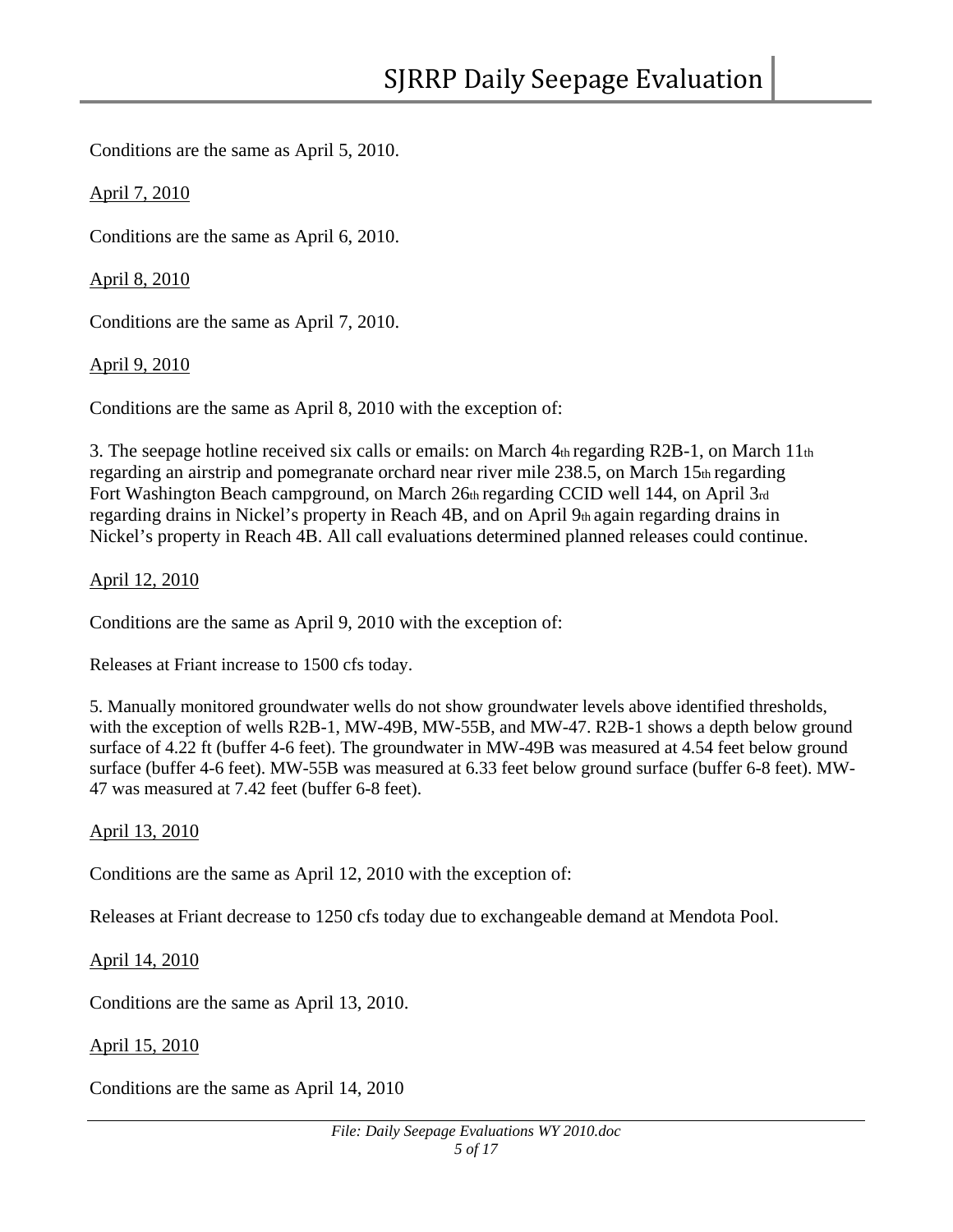Conditions are the same as April 5, 2010.

April 7, 2010

Conditions are the same as April 6, 2010.

April 8, 2010

Conditions are the same as April 7, 2010.

April 9, 2010

Conditions are the same as April 8, 2010 with the exception of:

3. The seepage hotline received six calls or emails: on March 4th regarding R2B-1, on March 11th regarding an airstrip and pomegranate orchard near river mile 238.5, on March 15th regarding Fort Washington Beach campground, on March 26th regarding CCID well 144, on April 3rd regarding drains in Nickel's property in Reach 4B, and on April 9th again regarding drains in Nickel's property in Reach 4B. All call evaluations determined planned releases could continue.

April 12, 2010

Conditions are the same as April 9, 2010 with the exception of:

Releases at Friant increase to 1500 cfs today.

5. Manually monitored groundwater wells do not show groundwater levels above identified thresholds, with the exception of wells R2B-1, MW-49B, MW-55B, and MW-47. R2B-1 shows a depth below ground surface of 4.22 ft (buffer 4-6 feet). The groundwater in MW-49B was measured at 4.54 feet below ground surface (buffer 4-6 feet). MW-55B was measured at 6.33 feet below ground surface (buffer 6-8 feet). MW-47 was measured at 7.42 feet (buffer 6-8 feet).

April 13, 2010

Conditions are the same as April 12, 2010 with the exception of:

Releases at Friant decrease to 1250 cfs today due to exchangeable demand at Mendota Pool.

April 14, 2010

Conditions are the same as April 13, 2010.

April 15, 2010

Conditions are the same as April 14, 2010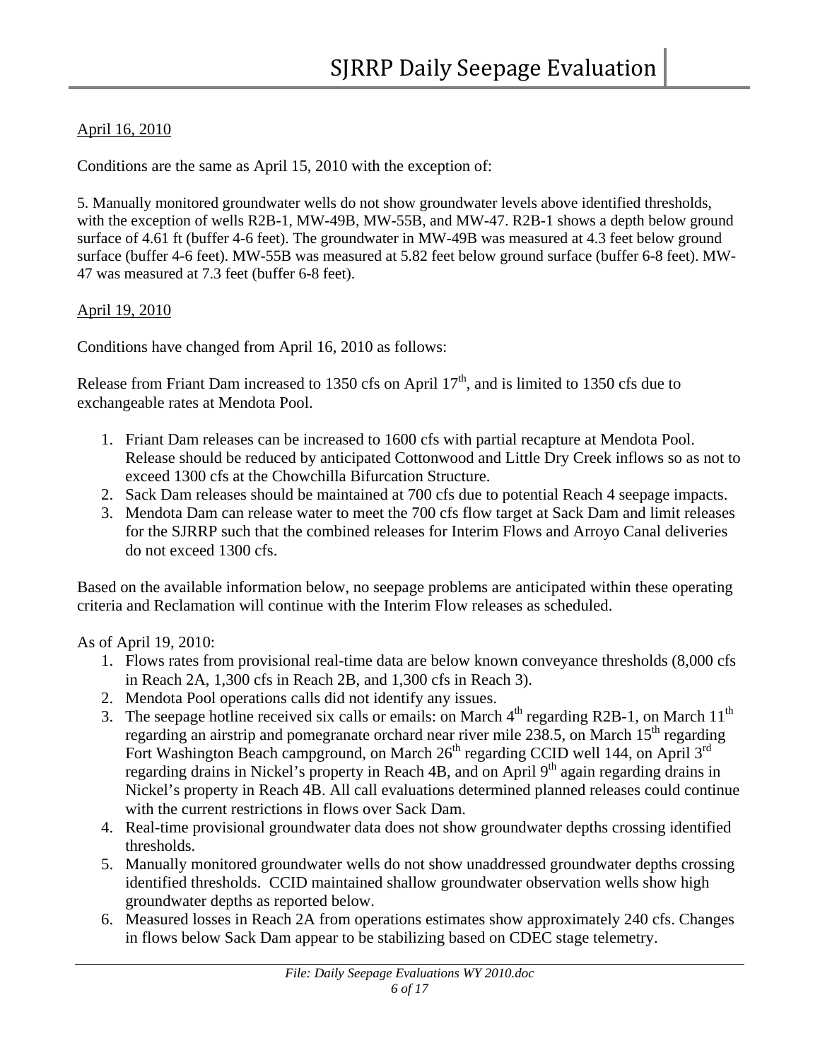April 16, 2010

Conditions are the same as April 15, 2010 with the exception of:

5. Manually monitored groundwater wells do not show groundwater levels above identified thresholds, with the exception of wells R2B-1, MW-49B, MW-55B, and MW-47. R2B-1 shows a depth below ground surface of 4.61 ft (buffer 4-6 feet). The groundwater in MW-49B was measured at 4.3 feet below ground surface (buffer 4-6 feet). MW-55B was measured at 5.82 feet below ground surface (buffer 6-8 feet). MW-47 was measured at 7.3 feet (buffer 6-8 feet).

April 19, 2010

Conditions have changed from April 16, 2010 as follows:

Release from Friant Dam increased to 1350 cfs on April 17th, and is limited to 1350 cfs due to exchangeable rates at Mendota Pool.

1. Friant Dam releases can be increased to 1600 cfs with partial recapture at Mendota Pool. Release should be reduced by anticipated Cottonwood and Little Dry Creek inflows so as not to exceed 1300 cfs at the Chowchilla Bifurcation Structure.
2. Sack Dam releases should be maintained at 700 cfs due to potential Reach 4 seepage impacts.
3. Mendota Dam can release water to meet the 700 cfs flow target at Sack Dam and limit releases for the SJRRP such that the combined releases for Interim Flows and Arroyo Canal deliveries do not exceed 1300 cfs.

Based on the available information below, no seepage problems are anticipated within these operating criteria and Reclamation will continue with the Interim Flow releases as scheduled.

As of April 19, 2010:

1. Flows rates from provisional real-time data are below known conveyance thresholds (8,000 cfs in Reach 2A, 1,300 cfs in Reach 2B, and 1,300 cfs in Reach 3).
2. Mendota Pool operations calls did not identify any issues.
3. The seepage hotline received six calls or emails: on March 4th regarding R2B-1, on March 11th regarding an airstrip and pomegranate orchard near river mile 238.5, on March 15th regarding Fort Washington Beach campground, on March 26th regarding CCID well 144, on April 3rd regarding drains in Nickel's property in Reach 4B, and on April 9th again regarding drains in Nickel's property in Reach 4B. All call evaluations determined planned releases could continue with the current restrictions in flows over Sack Dam.
4. Real-time provisional groundwater data does not show groundwater depths crossing identified thresholds.
5. Manually monitored groundwater wells do not show unaddressed groundwater depths crossing identified thresholds. CCID maintained shallow groundwater observation wells show high groundwater depths as reported below.
6. Measured losses in Reach 2A from operations estimates show approximately 240 cfs. Changes in flows below Sack Dam appear to be stabilizing based on CDEC stage telemetry.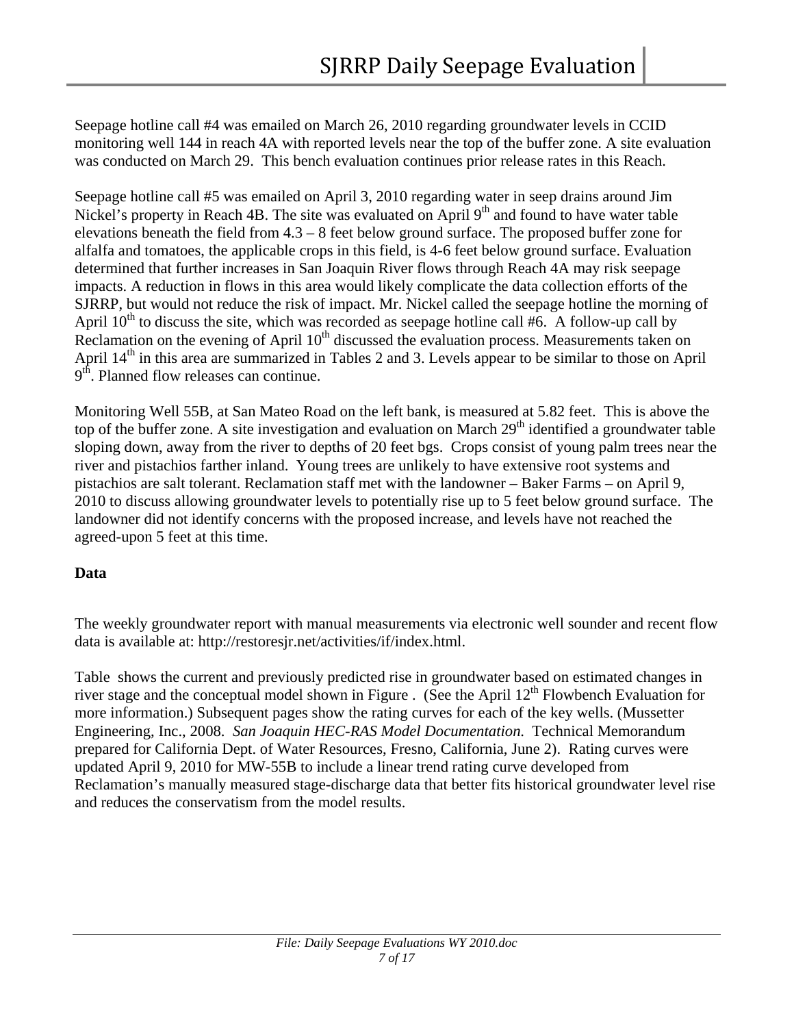Seepage hotline call #4 was emailed on March 26, 2010 regarding groundwater levels in CCID monitoring well 144 in reach 4A with reported levels near the top of the buffer zone. A site evaluation was conducted on March 29. This bench evaluation continues prior release rates in this Reach.

Seepage hotline call #5 was emailed on April 3, 2010 regarding water in seep drains around Jim Nickel's property in Reach 4B. The site was evaluated on April 9th and found to have water table elevations beneath the field from 4.3 – 8 feet below ground surface. The proposed buffer zone for alfalfa and tomatoes, the applicable crops in this field, is 4-6 feet below ground surface. Evaluation determined that further increases in San Joaquin River flows through Reach 4A may risk seepage impacts. A reduction in flows in this area would likely complicate the data collection efforts of the SJRRP, but would not reduce the risk of impact. Mr. Nickel called the seepage hotline the morning of April 10th to discuss the site, which was recorded as seepage hotline call #6. A follow-up call by Reclamation on the evening of April 10th discussed the evaluation process. Measurements taken on April 14th in this area are summarized in Tables 2 and 3. Levels appear to be similar to those on April 9th. Planned flow releases can continue.

Monitoring Well 55B, at San Mateo Road on the left bank, is measured at 5.82 feet. This is above the top of the buffer zone. A site investigation and evaluation on March 29th identified a groundwater table sloping down, away from the river to depths of 20 feet bgs. Crops consist of young palm trees near the river and pistachios farther inland. Young trees are unlikely to have extensive root systems and pistachios are salt tolerant. Reclamation staff met with the landowner – Baker Farms – on April 9, 2010 to discuss allowing groundwater levels to potentially rise up to 5 feet below ground surface. The landowner did not identify concerns with the proposed increase, and levels have not reached the agreed-upon 5 feet at this time.

**Data**

The weekly groundwater report with manual measurements via electronic well sounder and recent flow data is available at: http://restoresjr.net/activities/if/index.html.

Table shows the current and previously predicted rise in groundwater based on estimated changes in river stage and the conceptual model shown in Figure . (See the April 12th Flowbench Evaluation for more information.) Subsequent pages show the rating curves for each of the key wells. (Mussetter Engineering, Inc., 2008. *San Joaquin HEC-RAS Model Documentation.* Technical Memorandum prepared for California Dept. of Water Resources, Fresno, California, June 2). Rating curves were updated April 9, 2010 for MW-55B to include a linear trend rating curve developed from Reclamation's manually measured stage-discharge data that better fits historical groundwater level rise and reduces the conservatism from the model results.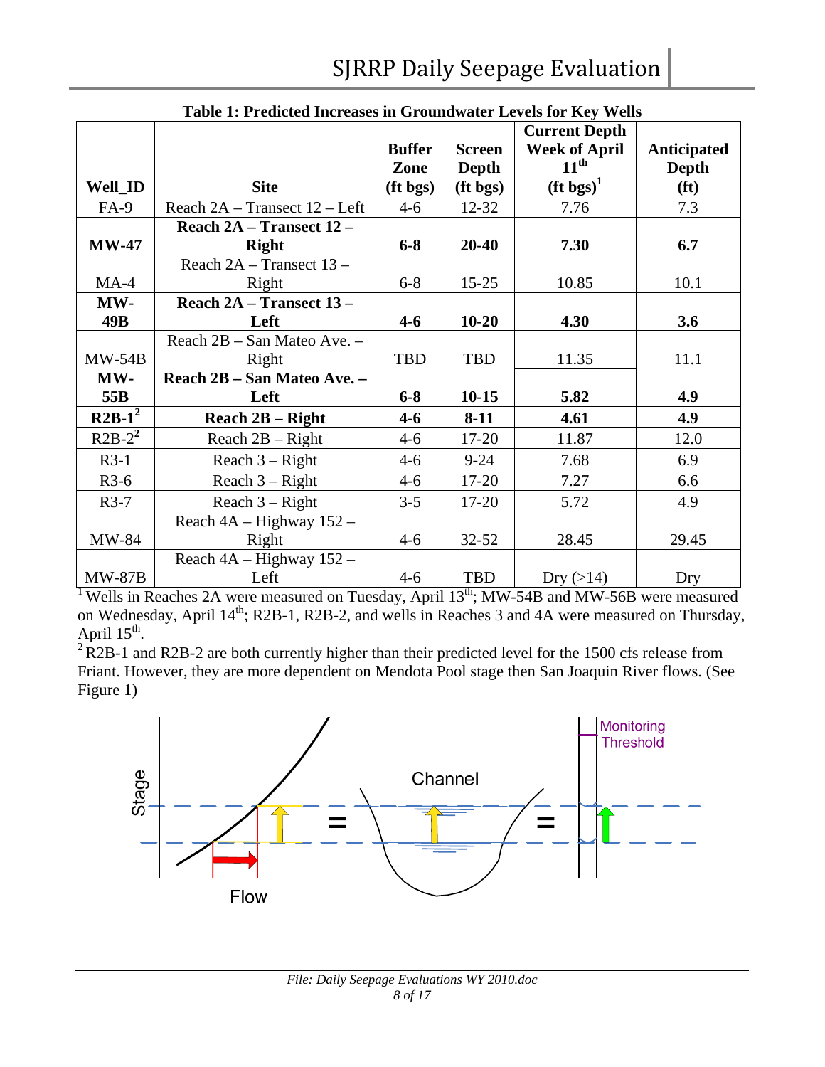**Table 1: Predicted Increases in Groundwater Levels for Key Wells**

| Well_ID | Site | Buffer Zone (ft bgs) | Screen Depth (ft bgs) | Current Depth Week of April 11th (ft bgs)[1] | Anticipated Depth (ft) |
|---|---|---|---|---|---|
| FA-9 | Reach 2A – Transect 12 – Left | 4-6 | 12-32 | 7.76 | 7.3 |
| **MW-47** | **Reach 2A – Transect 12 – Right** | **6-8** | **20-40** | **7.30** | **6.7** |
| MA-4 | Reach 2A – Transect 13 – Right | 6-8 | 15-25 | 10.85 | 10.1 |
| **MW-49B** | **Reach 2A – Transect 13 – Left** | **4-6** | **10-20** | **4.30** | **3.6** |
| MW-54B | Reach 2B – San Mateo Ave. – Right | TBD | TBD | 11.35 | 11.1 |
| **MW-55B** | **Reach 2B – San Mateo Ave. – Left** | **6-8** | **10-15** | **5.82** | **4.9** |
| **R2B-1[2]** | **Reach 2B – Right** | **4-6** | **8-11** | **4.61** | **4.9** |
| R2B-2[2] | Reach 2B – Right | 4-6 | 17-20 | 11.87 | 12.0 |
| R3-1 | Reach 3 – Right | 4-6 | 9-24 | 7.68 | 6.9 |
| R3-6 | Reach 3 – Right | 4-6 | 17-20 | 7.27 | 6.6 |
| R3-7 | Reach 3 – Right | 3-5 | 17-20 | 5.72 | 4.9 |
| MW-84 | Reach 4A – Highway 152 – Right | 4-6 | 32-52 | 28.45 | 29.45 |
| MW-87B | Reach 4A – Highway 152 – Left | 4-6 | TBD | Dry (>14) | Dry |

[1] Wells in Reaches 2A were measured on Tuesday, April 13th; MW-54B and MW-56B were measured on Wednesday, April 14th; R2B-1, R2B-2, and wells in Reaches 3 and 4A were measured on Thursday, April 15th.

[2] R2B-1 and R2B-2 are both currently higher than their predicted level for the 1500 cfs release from Friant. However, they are more dependent on Mendota Pool stage then San Joaquin River flows. (See Figure 1)

Stage

Flow

Channel

Monitoring Threshold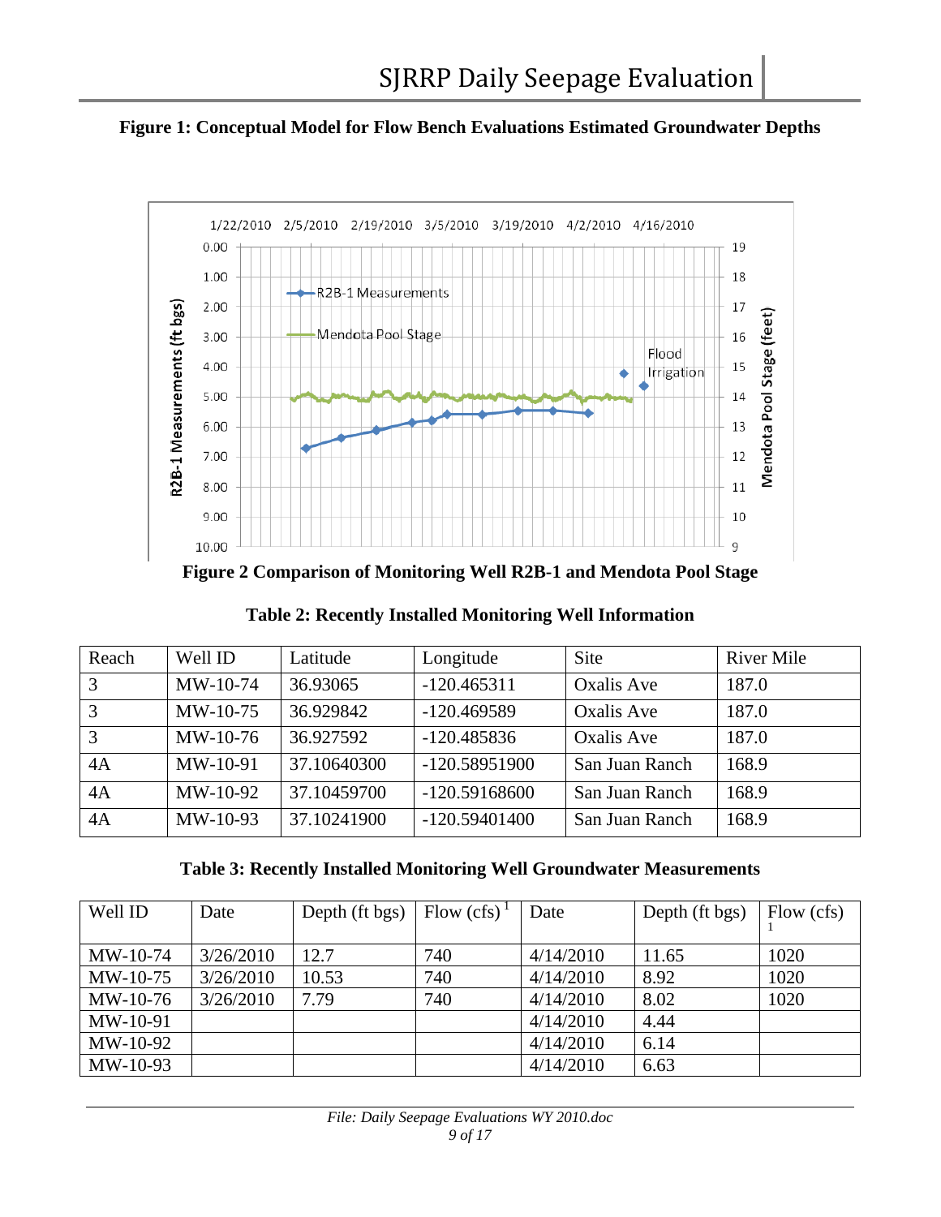**Figure 1: Conceptual Model for Flow Bench Evaluations Estimated Groundwater Depths**

**Figure 2 Comparison of Monitoring Well R2B-1 and Mendota Pool Stage**

**Table 2: Recently Installed Monitoring Well Information**

| Reach | Well ID | Latitude | Longitude | Site | River Mile |
|---|---|---|---|---|---|
| 3 | MW-10-74 | 36.93065 | -120.465311 | Oxalis Ave | 187.0 |
| 3 | MW-10-75 | 36.929842 | -120.469589 | Oxalis Ave | 187.0 |
| 3 | MW-10-76 | 36.927592 | -120.485836 | Oxalis Ave | 187.0 |
| 4A | MW-10-91 | 37.10640300 | -120.58951900 | San Juan Ranch | 168.9 |
| 4A | MW-10-92 | 37.10459700 | -120.59168600 | San Juan Ranch | 168.9 |
| 4A | MW-10-93 | 37.10241900 | -120.59401400 | San Juan Ranch | 168.9 |

**Table 3: Recently Installed Monitoring Well Groundwater Measurements**

| Well ID | Date | Depth (ft bgs) | Flow (cfs) [1] | Date | Depth (ft bgs) | Flow (cfs) [1] |
|---|---|---|---|---|---|---|
| MW-10-74 | 3/26/2010 | 12.7 | 740 | 4/14/2010 | 11.65 | 1020 |
| MW-10-75 | 3/26/2010 | 10.53 | 740 | 4/14/2010 | 8.92 | 1020 |
| MW-10-76 | 3/26/2010 | 7.79 | 740 | 4/14/2010 | 8.02 | 1020 |
| MW-10-91 | | | | 4/14/2010 | 4.44 | |
| MW-10-92 | | | | 4/14/2010 | 6.14 | |
| MW-10-93 | | | | 4/14/2010 | 6.63 | |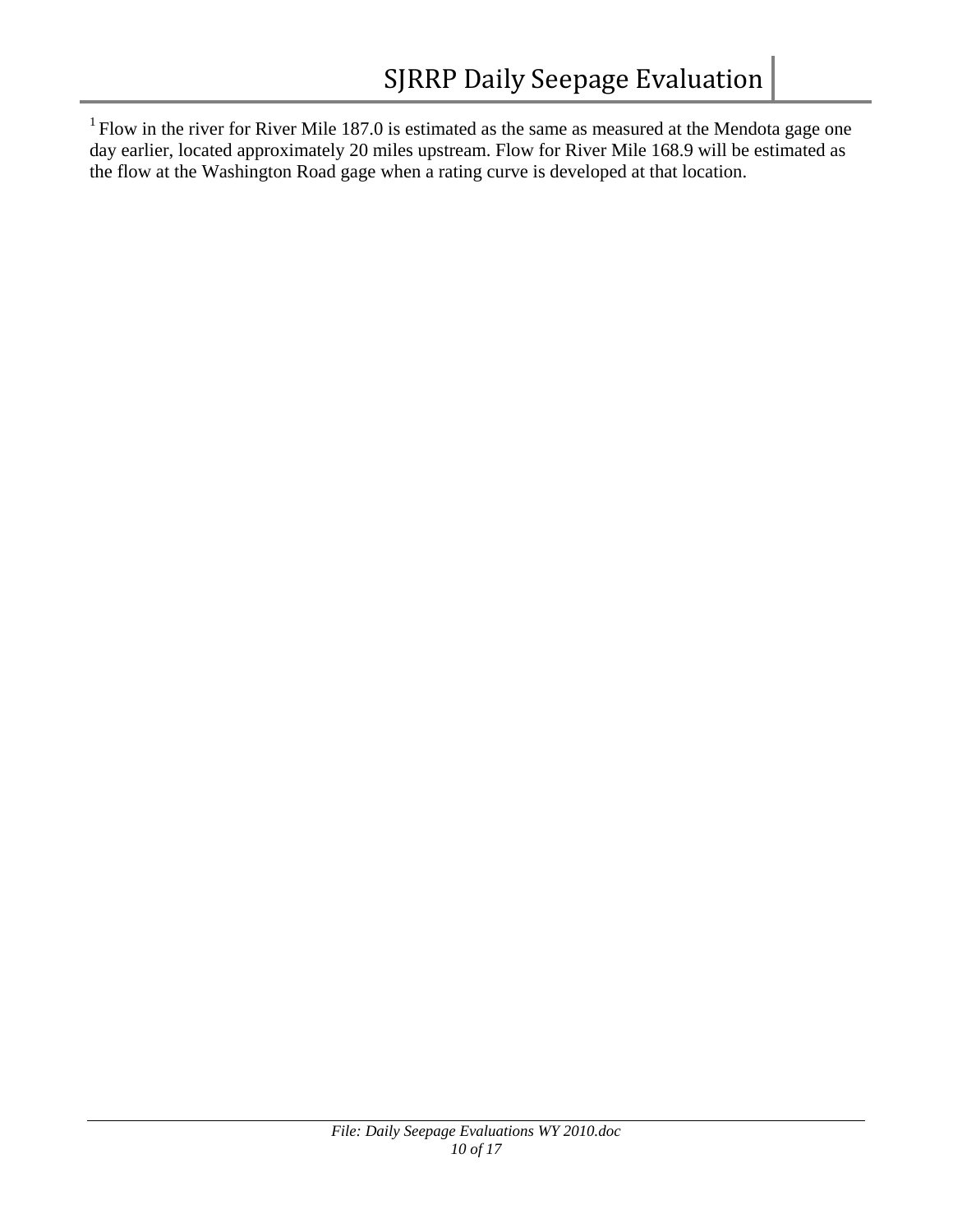[1] Flow in the river for River Mile 187.0 is estimated as the same as measured at the Mendota gage one day earlier, located approximately 20 miles upstream. Flow for River Mile 168.9 will be estimated as the flow at the Washington Road gage when a rating curve is developed at that location.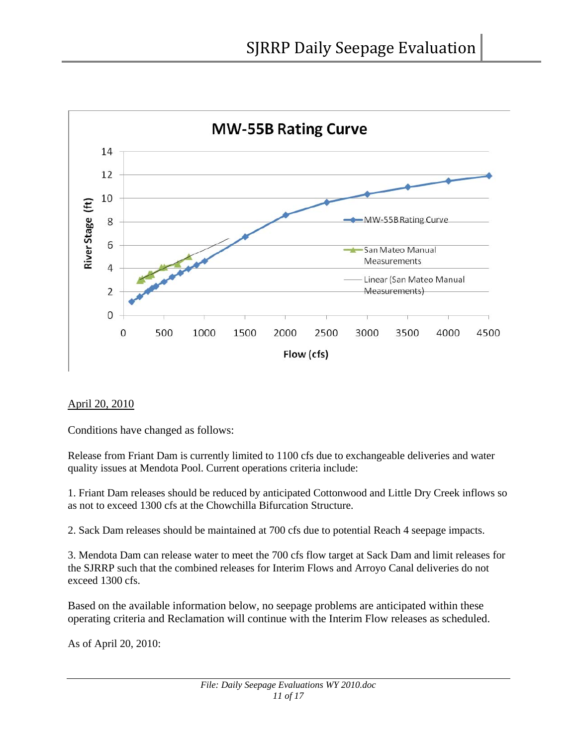April 20, 2010

Conditions have changed as follows:

Release from Friant Dam is currently limited to 1100 cfs due to exchangeable deliveries and water quality issues at Mendota Pool. Current operations criteria include:

1. Friant Dam releases should be reduced by anticipated Cottonwood and Little Dry Creek inflows so as not to exceed 1300 cfs at the Chowchilla Bifurcation Structure.

2. Sack Dam releases should be maintained at 700 cfs due to potential Reach 4 seepage impacts.

3. Mendota Dam can release water to meet the 700 cfs flow target at Sack Dam and limit releases for the SJRRP such that the combined releases for Interim Flows and Arroyo Canal deliveries do not exceed 1300 cfs.

Based on the available information below, no seepage problems are anticipated within these operating criteria and Reclamation will continue with the Interim Flow releases as scheduled.

As of April 20, 2010: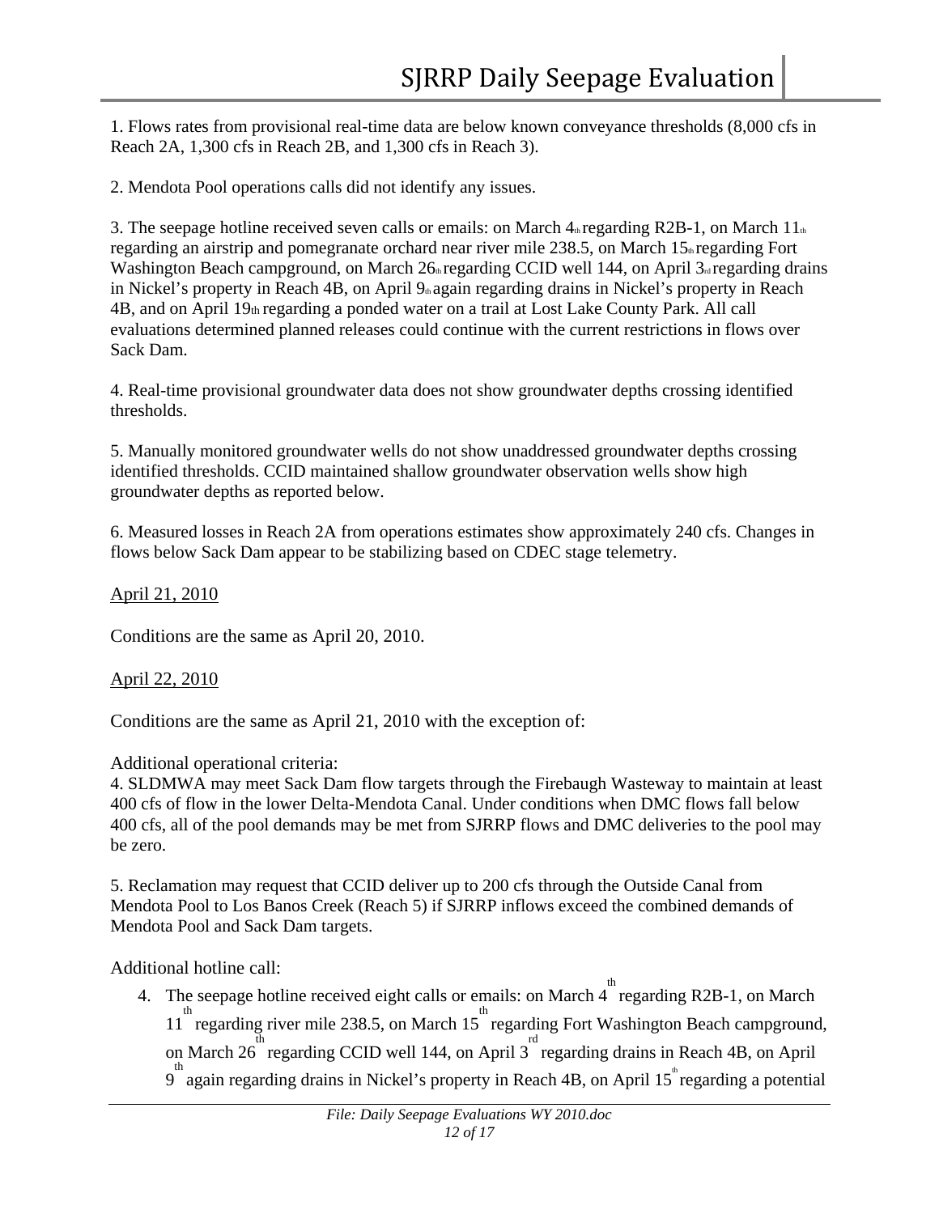1. Flows rates from provisional real-time data are below known conveyance thresholds (8,000 cfs in Reach 2A, 1,300 cfs in Reach 2B, and 1,300 cfs in Reach 3).

2. Mendota Pool operations calls did not identify any issues.

3. The seepage hotline received seven calls or emails: on March 4th regarding R2B-1, on March 11th regarding an airstrip and pomegranate orchard near river mile 238.5, on March 15th regarding Fort Washington Beach campground, on March 26th regarding CCID well 144, on April 3rd regarding drains in Nickel's property in Reach 4B, on April 9th again regarding drains in Nickel's property in Reach 4B, and on April 19th regarding a ponded water on a trail at Lost Lake County Park. All call evaluations determined planned releases could continue with the current restrictions in flows over Sack Dam.

4. Real-time provisional groundwater data does not show groundwater depths crossing identified thresholds.

5. Manually monitored groundwater wells do not show unaddressed groundwater depths crossing identified thresholds. CCID maintained shallow groundwater observation wells show high groundwater depths as reported below.

6. Measured losses in Reach 2A from operations estimates show approximately 240 cfs. Changes in flows below Sack Dam appear to be stabilizing based on CDEC stage telemetry.

<u>April 21, 2010</u>

Conditions are the same as April 20, 2010.

<u>April 22, 2010</u>

Conditions are the same as April 21, 2010 with the exception of:

Additional operational criteria:
4. SLDMWA may meet Sack Dam flow targets through the Firebaugh Wasteway to maintain at least 400 cfs of flow in the lower Delta-Mendota Canal. Under conditions when DMC flows fall below 400 cfs, all of the pool demands may be met from SJRRP flows and DMC deliveries to the pool may be zero.

5. Reclamation may request that CCID deliver up to 200 cfs through the Outside Canal from Mendota Pool to Los Banos Creek (Reach 5) if SJRRP inflows exceed the combined demands of Mendota Pool and Sack Dam targets.

Additional hotline call:

4. The seepage hotline received eight calls or emails: on March 4th regarding R2B-1, on March 11th regarding river mile 238.5, on March 15th regarding Fort Washington Beach campground, on March 26th regarding CCID well 144, on April 3rd regarding drains in Reach 4B, on April 9th again regarding drains in Nickel's property in Reach 4B, on April 15th regarding a potential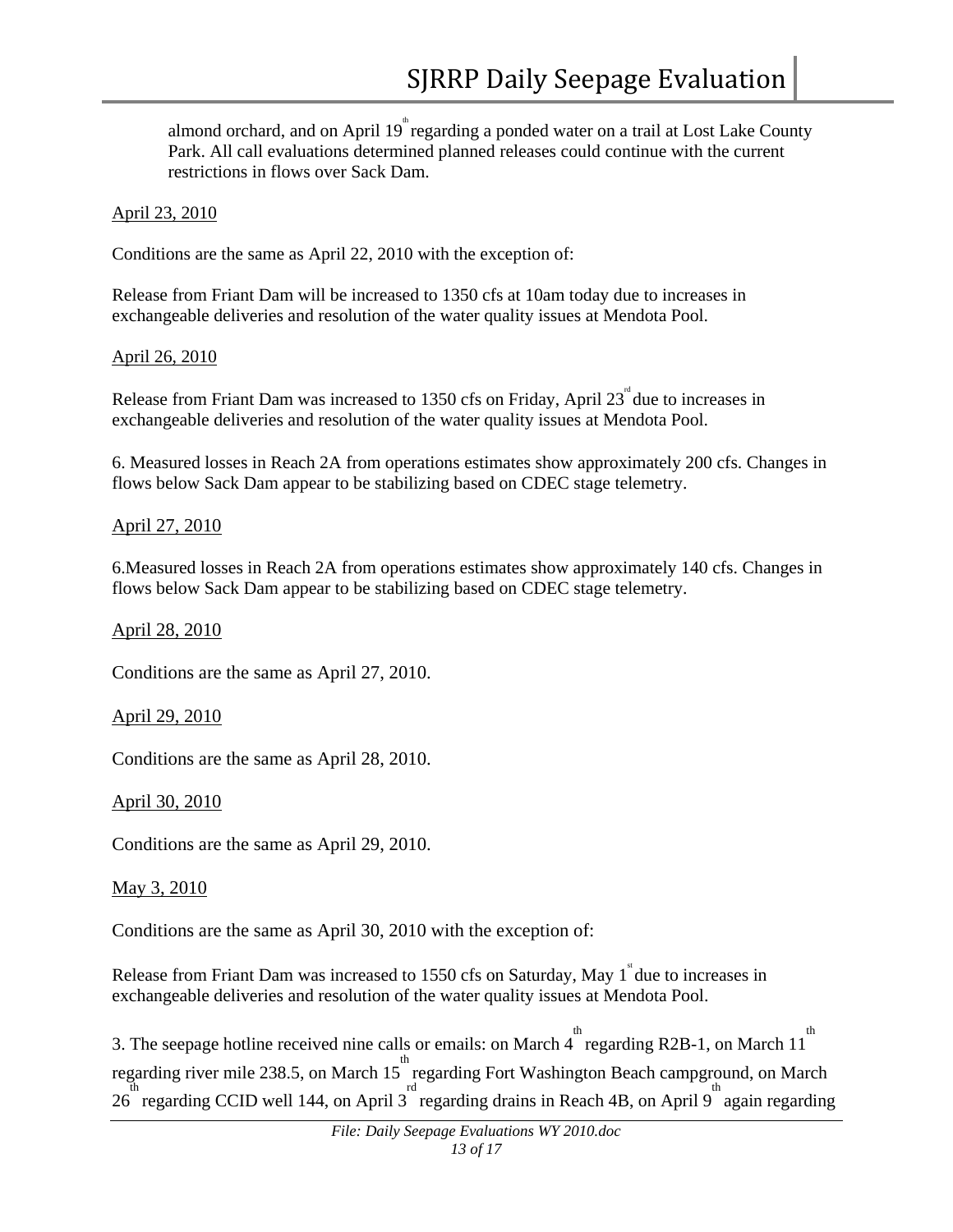almond orchard, and on April 19th regarding a ponded water on a trail at Lost Lake County Park. All call evaluations determined planned releases could continue with the current restrictions in flows over Sack Dam.

April 23, 2010

Conditions are the same as April 22, 2010 with the exception of:

Release from Friant Dam will be increased to 1350 cfs at 10am today due to increases in exchangeable deliveries and resolution of the water quality issues at Mendota Pool.

April 26, 2010

Release from Friant Dam was increased to 1350 cfs on Friday, April 23rd due to increases in exchangeable deliveries and resolution of the water quality issues at Mendota Pool.

6. Measured losses in Reach 2A from operations estimates show approximately 200 cfs. Changes in flows below Sack Dam appear to be stabilizing based on CDEC stage telemetry.

April 27, 2010

6.Measured losses in Reach 2A from operations estimates show approximately 140 cfs. Changes in flows below Sack Dam appear to be stabilizing based on CDEC stage telemetry.

April 28, 2010

Conditions are the same as April 27, 2010.

April 29, 2010

Conditions are the same as April 28, 2010.

April 30, 2010

Conditions are the same as April 29, 2010.

May 3, 2010

Conditions are the same as April 30, 2010 with the exception of:

Release from Friant Dam was increased to 1550 cfs on Saturday, May 1st due to increases in exchangeable deliveries and resolution of the water quality issues at Mendota Pool.

3. The seepage hotline received nine calls or emails: on March 4th regarding R2B-1, on March 11th regarding river mile 238.5, on March 15th regarding Fort Washington Beach campground, on March 26th regarding CCID well 144, on April 3rd regarding drains in Reach 4B, on April 9th again regarding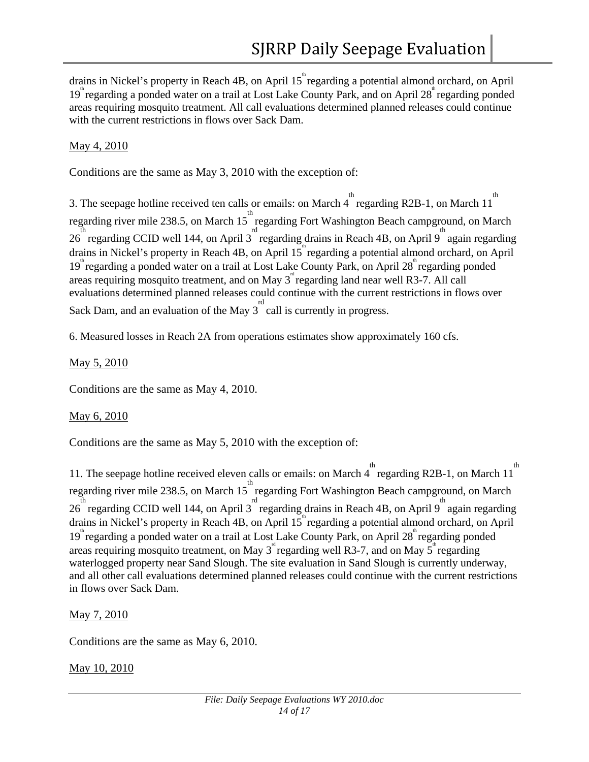drains in Nickel's property in Reach 4B, on April 15th regarding a potential almond orchard, on April 19th regarding a ponded water on a trail at Lost Lake County Park, and on April 28th regarding ponded areas requiring mosquito treatment. All call evaluations determined planned releases could continue with the current restrictions in flows over Sack Dam.

May 4, 2010

Conditions are the same as May 3, 2010 with the exception of:

3. The seepage hotline received ten calls or emails: on March 4th regarding R2B-1, on March 11th regarding river mile 238.5, on March 15th regarding Fort Washington Beach campground, on March 26th regarding CCID well 144, on April 3rd regarding drains in Reach 4B, on April 9th again regarding drains in Nickel's property in Reach 4B, on April 15th regarding a potential almond orchard, on April 19th regarding a ponded water on a trail at Lost Lake County Park, on April 28th regarding ponded areas requiring mosquito treatment, and on May 3rd regarding land near well R3-7. All call evaluations determined planned releases could continue with the current restrictions in flows over Sack Dam, and an evaluation of the May 3rd call is currently in progress.

6. Measured losses in Reach 2A from operations estimates show approximately 160 cfs.

May 5, 2010

Conditions are the same as May 4, 2010.

May 6, 2010

Conditions are the same as May 5, 2010 with the exception of:

11. The seepage hotline received eleven calls or emails: on March 4th regarding R2B-1, on March 11th regarding river mile 238.5, on March 15th regarding Fort Washington Beach campground, on March 26th regarding CCID well 144, on April 3rd regarding drains in Reach 4B, on April 9th again regarding drains in Nickel's property in Reach 4B, on April 15th regarding a potential almond orchard, on April 19th regarding a ponded water on a trail at Lost Lake County Park, on April 28th regarding ponded areas requiring mosquito treatment, on May 3rd regarding well R3-7, and on May 5th regarding waterlogged property near Sand Slough. The site evaluation in Sand Slough is currently underway, and all other call evaluations determined planned releases could continue with the current restrictions in flows over Sack Dam.

May 7, 2010

Conditions are the same as May 6, 2010.

May 10, 2010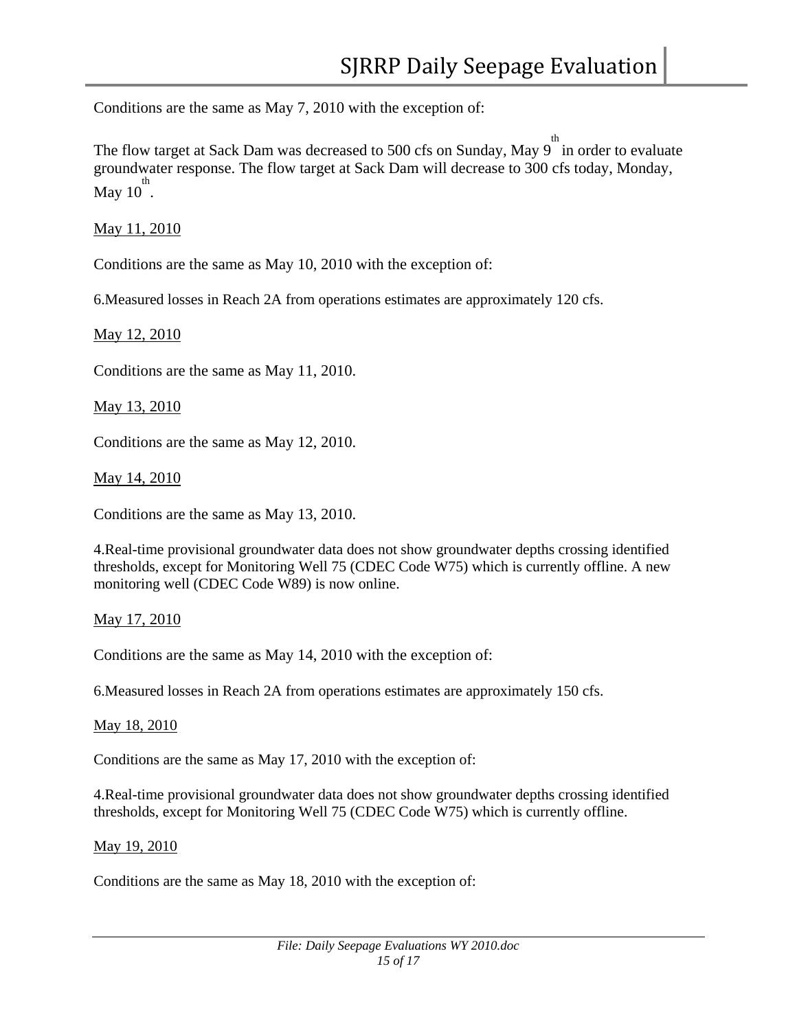Conditions are the same as May 7, 2010 with the exception of:

The flow target at Sack Dam was decreased to 500 cfs on Sunday, May 9th in order to evaluate groundwater response. The flow target at Sack Dam will decrease to 300 cfs today, Monday, May 10th.

<u>May 11, 2010</u>

Conditions are the same as May 10, 2010 with the exception of:

6.Measured losses in Reach 2A from operations estimates are approximately 120 cfs.

<u>May 12, 2010</u>

Conditions are the same as May 11, 2010.

<u>May 13, 2010</u>

Conditions are the same as May 12, 2010.

<u>May 14, 2010</u>

Conditions are the same as May 13, 2010.

4.Real-time provisional groundwater data does not show groundwater depths crossing identified thresholds, except for Monitoring Well 75 (CDEC Code W75) which is currently offline. A new monitoring well (CDEC Code W89) is now online.

<u>May 17, 2010</u>

Conditions are the same as May 14, 2010 with the exception of:

6.Measured losses in Reach 2A from operations estimates are approximately 150 cfs.

<u>May 18, 2010</u>

Conditions are the same as May 17, 2010 with the exception of:

4.Real-time provisional groundwater data does not show groundwater depths crossing identified thresholds, except for Monitoring Well 75 (CDEC Code W75) which is currently offline.

<u>May 19, 2010</u>

Conditions are the same as May 18, 2010 with the exception of: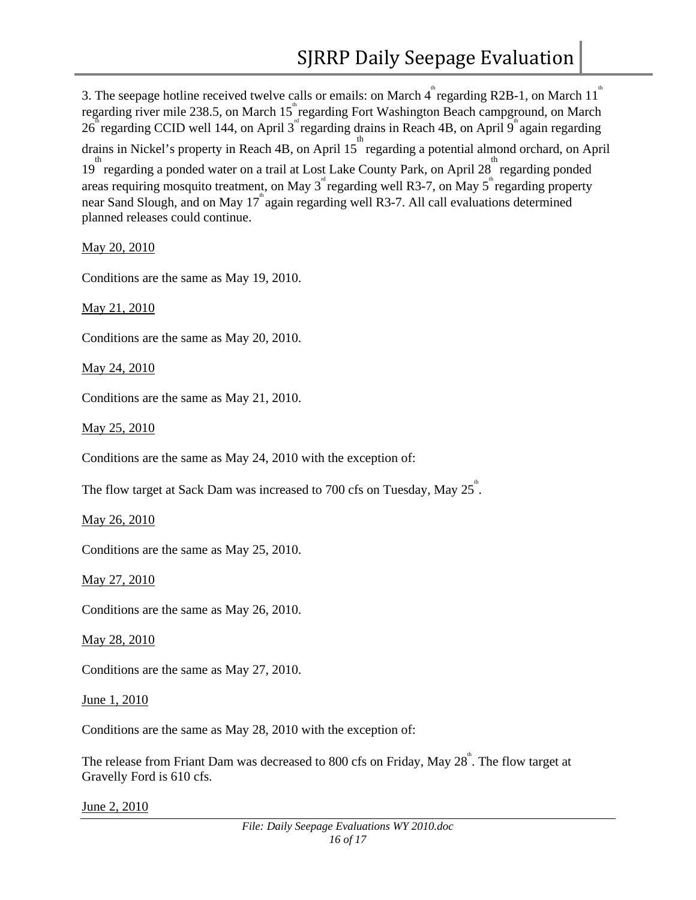3. The seepage hotline received twelve calls or emails: on March 4th regarding R2B-1, on March 11th regarding river mile 238.5, on March 15th regarding Fort Washington Beach campground, on March 26th regarding CCID well 144, on April 3rd regarding drains in Reach 4B, on April 9th again regarding drains in Nickel's property in Reach 4B, on April 15th regarding a potential almond orchard, on April 19th regarding a ponded water on a trail at Lost Lake County Park, on April 28th regarding ponded areas requiring mosquito treatment, on May 3rd regarding well R3-7, on May 5th regarding property near Sand Slough, and on May 17th again regarding well R3-7. All call evaluations determined planned releases could continue.

<u>May 20, 2010</u>

Conditions are the same as May 19, 2010.

<u>May 21, 2010</u>

Conditions are the same as May 20, 2010.

<u>May 24, 2010</u>

Conditions are the same as May 21, 2010.

<u>May 25, 2010</u>

Conditions are the same as May 24, 2010 with the exception of:

The flow target at Sack Dam was increased to 700 cfs on Tuesday, May 25th.

<u>May 26, 2010</u>

Conditions are the same as May 25, 2010.

<u>May 27, 2010</u>

Conditions are the same as May 26, 2010.

<u>May 28, 2010</u>

Conditions are the same as May 27, 2010.

<u>June 1, 2010</u>

Conditions are the same as May 28, 2010 with the exception of:

The release from Friant Dam was decreased to 800 cfs on Friday, May 28th. The flow target at Gravelly Ford is 610 cfs.

<u>June 2, 2010</u>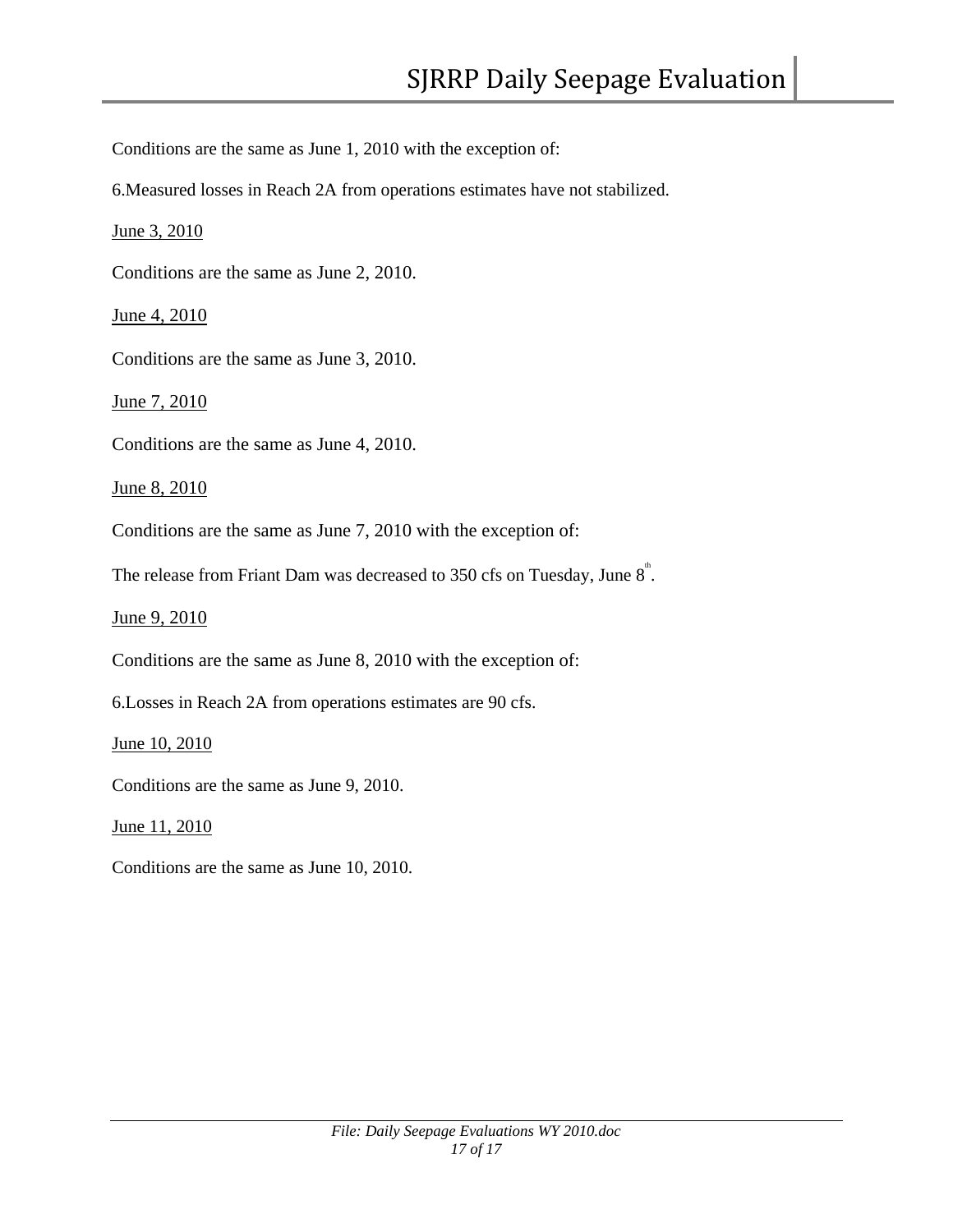Conditions are the same as June 1, 2010 with the exception of:

6.Measured losses in Reach 2A from operations estimates have not stabilized.

<u>June 3, 2010</u>

Conditions are the same as June 2, 2010.

<u>June 4, 2010</u>

Conditions are the same as June 3, 2010.

<u>June 7, 2010</u>

Conditions are the same as June 4, 2010.

<u>June 8, 2010</u>

Conditions are the same as June 7, 2010 with the exception of:

The release from Friant Dam was decreased to 350 cfs on Tuesday, June 8th.

<u>June 9, 2010</u>

Conditions are the same as June 8, 2010 with the exception of:

6.Losses in Reach 2A from operations estimates are 90 cfs.

<u>June 10, 2010</u>

Conditions are the same as June 9, 2010.

<u>June 11, 2010</u>

Conditions are the same as June 10, 2010.